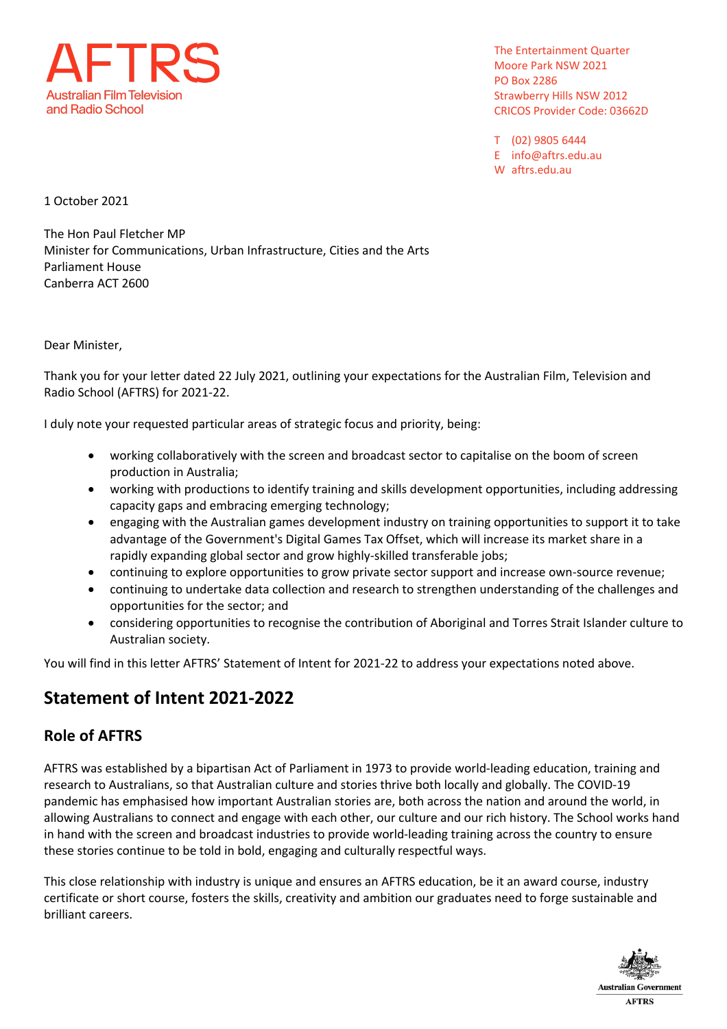AFTRS
Australian Film Television and Radio School

The Entertainment Quarter
Moore Park NSW 2021
PO Box 2286
Strawberry Hills NSW 2012
CRICOS Provider Code: 03662D

T (02) 9805 6444
E info@aftrs.edu.au
W aftrs.edu.au

1 October 2021

The Hon Paul Fletcher MP
Minister for Communications, Urban Infrastructure, Cities and the Arts
Parliament House
Canberra ACT 2600

Dear Minister,

Thank you for your letter dated 22 July 2021, outlining your expectations for the Australian Film, Television and Radio School (AFTRS) for 2021-22.

I duly note your requested particular areas of strategic focus and priority, being:

- working collaboratively with the screen and broadcast sector to capitalise on the boom of screen production in Australia;
- working with productions to identify training and skills development opportunities, including addressing capacity gaps and embracing emerging technology;
- engaging with the Australian games development industry on training opportunities to support it to take advantage of the Government's Digital Games Tax Offset, which will increase its market share in a rapidly expanding global sector and grow highly-skilled transferable jobs;
- continuing to explore opportunities to grow private sector support and increase own-source revenue;
- continuing to undertake data collection and research to strengthen understanding of the challenges and opportunities for the sector; and
- considering opportunities to recognise the contribution of Aboriginal and Torres Strait Islander culture to Australian society.

You will find in this letter AFTRS' Statement of Intent for 2021-22 to address your expectations noted above.

## Statement of Intent 2021-2022

### Role of AFTRS

AFTRS was established by a bipartisan Act of Parliament in 1973 to provide world-leading education, training and research to Australians, so that Australian culture and stories thrive both locally and globally. The COVID-19 pandemic has emphasised how important Australian stories are, both across the nation and around the world, in allowing Australians to connect and engage with each other, our culture and our rich history. The School works hand in hand with the screen and broadcast industries to provide world-leading training across the country to ensure these stories continue to be told in bold, engaging and culturally respectful ways.

This close relationship with industry is unique and ensures an AFTRS education, be it an award course, industry certificate or short course, fosters the skills, creativity and ambition our graduates need to forge sustainable and brilliant careers.

Australian Government
AFTRS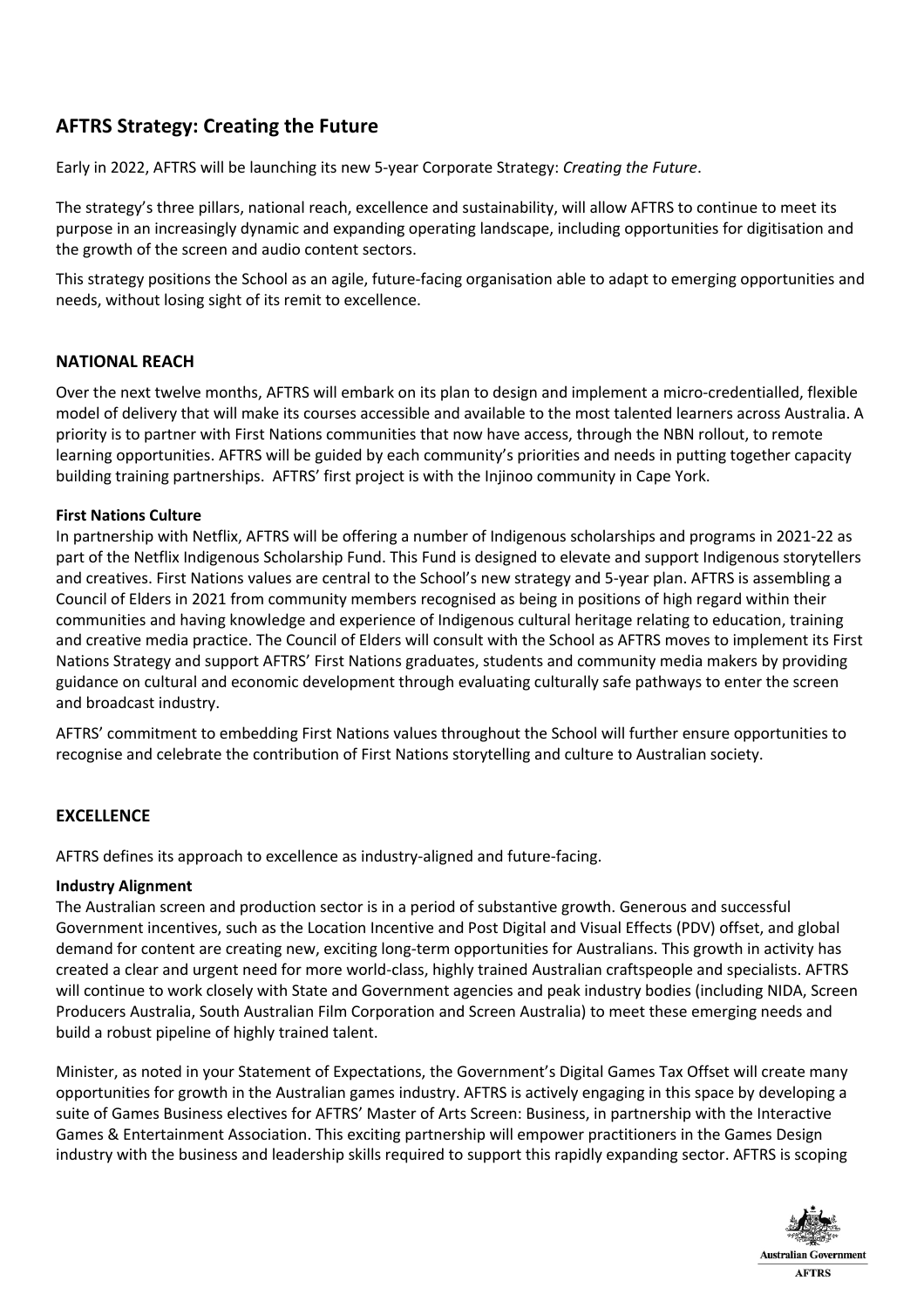## AFTRS Strategy: Creating the Future

Early in 2022, AFTRS will be launching its new 5-year Corporate Strategy: *Creating the Future*.

The strategy's three pillars, national reach, excellence and sustainability, will allow AFTRS to continue to meet its purpose in an increasingly dynamic and expanding operating landscape, including opportunities for digitisation and the growth of the screen and audio content sectors.

This strategy positions the School as an agile, future-facing organisation able to adapt to emerging opportunities and needs, without losing sight of its remit to excellence.

### NATIONAL REACH

Over the next twelve months, AFTRS will embark on its plan to design and implement a micro-credentialled, flexible model of delivery that will make its courses accessible and available to the most talented learners across Australia. A priority is to partner with First Nations communities that now have access, through the NBN rollout, to remote learning opportunities. AFTRS will be guided by each community's priorities and needs in putting together capacity building training partnerships. AFTRS' first project is with the Injinoo community in Cape York.

**First Nations Culture**

In partnership with Netflix, AFTRS will be offering a number of Indigenous scholarships and programs in 2021-22 as part of the Netflix Indigenous Scholarship Fund. This Fund is designed to elevate and support Indigenous storytellers and creatives. First Nations values are central to the School's new strategy and 5-year plan. AFTRS is assembling a Council of Elders in 2021 from community members recognised as being in positions of high regard within their communities and having knowledge and experience of Indigenous cultural heritage relating to education, training and creative media practice. The Council of Elders will consult with the School as AFTRS moves to implement its First Nations Strategy and support AFTRS' First Nations graduates, students and community media makers by providing guidance on cultural and economic development through evaluating culturally safe pathways to enter the screen and broadcast industry.

AFTRS' commitment to embedding First Nations values throughout the School will further ensure opportunities to recognise and celebrate the contribution of First Nations storytelling and culture to Australian society.

### EXCELLENCE

AFTRS defines its approach to excellence as industry-aligned and future-facing.

**Industry Alignment**

The Australian screen and production sector is in a period of substantive growth. Generous and successful Government incentives, such as the Location Incentive and Post Digital and Visual Effects (PDV) offset, and global demand for content are creating new, exciting long-term opportunities for Australians. This growth in activity has created a clear and urgent need for more world-class, highly trained Australian craftspeople and specialists. AFTRS will continue to work closely with State and Government agencies and peak industry bodies (including NIDA, Screen Producers Australia, South Australian Film Corporation and Screen Australia) to meet these emerging needs and build a robust pipeline of highly trained talent.

Minister, as noted in your Statement of Expectations, the Government's Digital Games Tax Offset will create many opportunities for growth in the Australian games industry. AFTRS is actively engaging in this space by developing a suite of Games Business electives for AFTRS' Master of Arts Screen: Business, in partnership with the Interactive Games & Entertainment Association. This exciting partnership will empower practitioners in the Games Design industry with the business and leadership skills required to support this rapidly expanding sector. AFTRS is scoping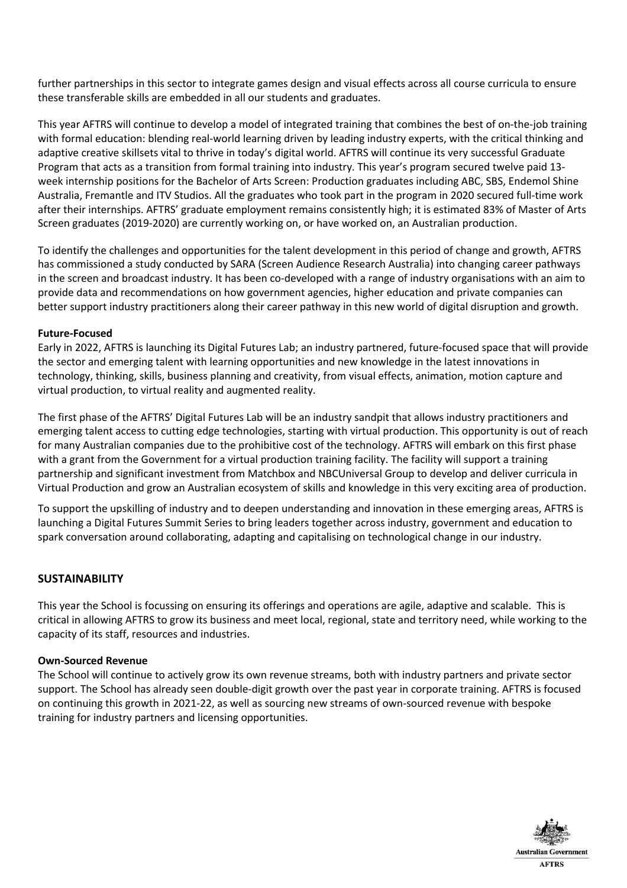further partnerships in this sector to integrate games design and visual effects across all course curricula to ensure these transferable skills are embedded in all our students and graduates.

This year AFTRS will continue to develop a model of integrated training that combines the best of on-the-job training with formal education: blending real-world learning driven by leading industry experts, with the critical thinking and adaptive creative skillsets vital to thrive in today's digital world. AFTRS will continue its very successful Graduate Program that acts as a transition from formal training into industry. This year's program secured twelve paid 13-week internship positions for the Bachelor of Arts Screen: Production graduates including ABC, SBS, Endemol Shine Australia, Fremantle and ITV Studios. All the graduates who took part in the program in 2020 secured full-time work after their internships. AFTRS' graduate employment remains consistently high; it is estimated 83% of Master of Arts Screen graduates (2019-2020) are currently working on, or have worked on, an Australian production.

To identify the challenges and opportunities for the talent development in this period of change and growth, AFTRS has commissioned a study conducted by SARA (Screen Audience Research Australia) into changing career pathways in the screen and broadcast industry. It has been co-developed with a range of industry organisations with an aim to provide data and recommendations on how government agencies, higher education and private companies can better support industry practitioners along their career pathway in this new world of digital disruption and growth.

**Future-Focused**

Early in 2022, AFTRS is launching its Digital Futures Lab; an industry partnered, future-focused space that will provide the sector and emerging talent with learning opportunities and new knowledge in the latest innovations in technology, thinking, skills, business planning and creativity, from visual effects, animation, motion capture and virtual production, to virtual reality and augmented reality.

The first phase of the AFTRS' Digital Futures Lab will be an industry sandpit that allows industry practitioners and emerging talent access to cutting edge technologies, starting with virtual production. This opportunity is out of reach for many Australian companies due to the prohibitive cost of the technology. AFTRS will embark on this first phase with a grant from the Government for a virtual production training facility. The facility will support a training partnership and significant investment from Matchbox and NBCUniversal Group to develop and deliver curricula in Virtual Production and grow an Australian ecosystem of skills and knowledge in this very exciting area of production.

To support the upskilling of industry and to deepen understanding and innovation in these emerging areas, AFTRS is launching a Digital Futures Summit Series to bring leaders together across industry, government and education to spark conversation around collaborating, adapting and capitalising on technological change in our industry.

## SUSTAINABILITY

This year the School is focussing on ensuring its offerings and operations are agile, adaptive and scalable. This is critical in allowing AFTRS to grow its business and meet local, regional, state and territory need, while working to the capacity of its staff, resources and industries.

**Own-Sourced Revenue**

The School will continue to actively grow its own revenue streams, both with industry partners and private sector support. The School has already seen double-digit growth over the past year in corporate training. AFTRS is focused on continuing this growth in 2021-22, as well as sourcing new streams of own-sourced revenue with bespoke training for industry partners and licensing opportunities.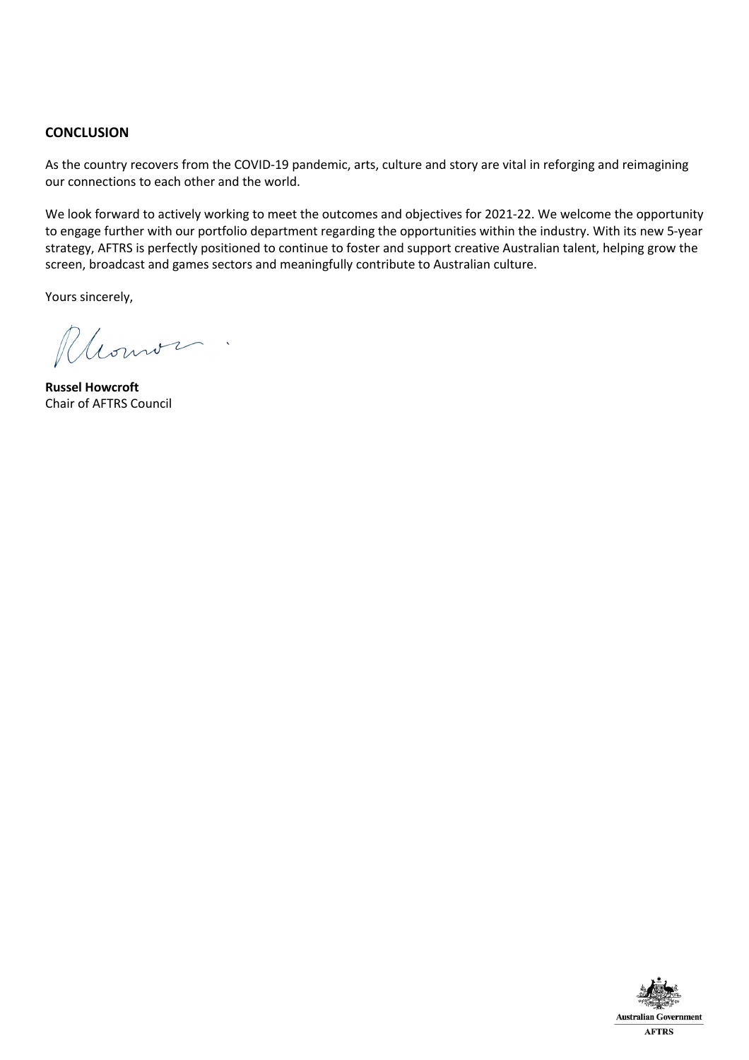## CONCLUSION

As the country recovers from the COVID-19 pandemic, arts, culture and story are vital in reforging and reimagining our connections to each other and the world.

We look forward to actively working to meet the outcomes and objectives for 2021-22. We welcome the opportunity to engage further with our portfolio department regarding the opportunities within the industry. With its new 5-year strategy, AFTRS is perfectly positioned to continue to foster and support creative Australian talent, helping grow the screen, broadcast and games sectors and meaningfully contribute to Australian culture.

Yours sincerely,

**Russel Howcroft**
Chair of AFTRS Council

Australian Government
AFTRS